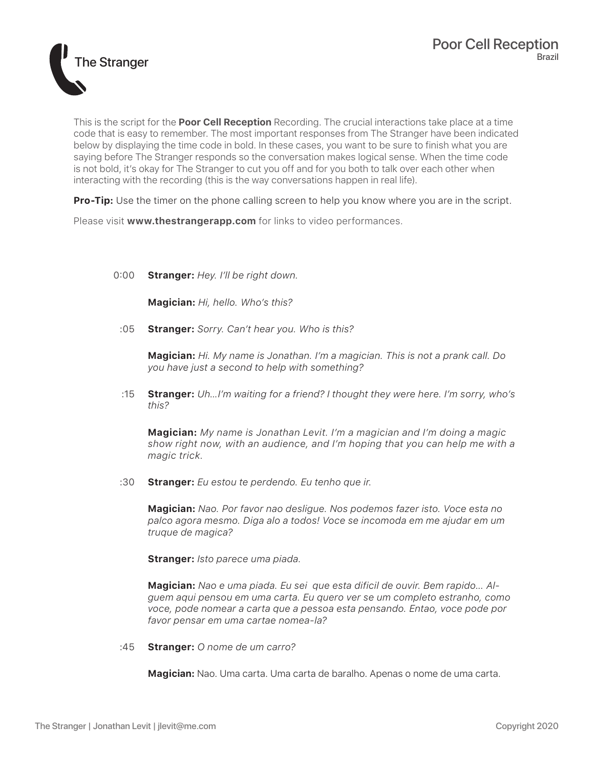# The Stranger

## Poor Cell Reception

Brazil

This is the script for the **Poor Cell Reception** Recording. The crucial interactions take place at a time code that is easy to remember. The most important responses from The Stranger have been indicated below by displaying the time code in bold. In these cases, you want to be sure to finish what you are saying before The Stranger responds so the conversation makes logical sense. When the time code is not bold, it's okay for The Stranger to cut you off and for you both to talk over each other when interacting with the recording (this is the way conversations happen in real life).

**Pro-Tip:** Use the timer on the phone calling screen to help you know where you are in the script.

Please visit **www.thestrangerapp.com** for links to video performances.

0:00 **Stranger:** *Hey. I'll be right down.*

**Magician:** *Hi, hello. Who's this?*

:05 **Stranger:** *Sorry. Can't hear you. Who is this?*

**Magician:** *Hi. My name is Jonathan. I'm a magician. This is not a prank call. Do you have just a second to help with something?*

:15 **Stranger:** *Uh...I'm waiting for a friend? I thought they were here. I'm sorry, who's this?*

**Magician:** *My name is Jonathan Levit. I'm a magician and I'm doing a magic show right now, with an audience, and I'm hoping that you can help me with a magic trick.*

:30 **Stranger:** *Eu estou te perdendo. Eu tenho que ir.*

**Magician:** *Nao. Por favor nao desligue. Nos podemos fazer isto. Voce esta no palco agora mesmo. Diga alo a todos! Voce se incomoda em me ajudar em um truque de magica?*

**Stranger:** *Isto parece uma piada.*

**Magician:** *Nao e uma piada. Eu sei que esta dificil de ouvir. Bem rapido... Alguem aqui pensou em uma carta. Eu quero ver se um completo estranho, como voce, pode nomear a carta que a pessoa esta pensando. Entao, voce pode por favor pensar em uma cartae nomea-la?*

:45 **Stranger:** *O nome de um carro?*

**Magician:** Nao. Uma carta. Uma carta de baralho. Apenas o nome de uma carta.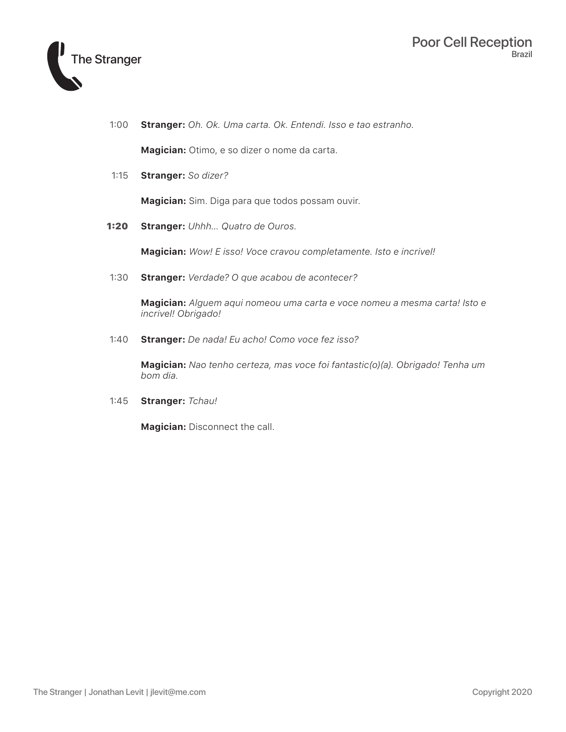1:00 **Stranger:** *Oh. Ok. Uma carta. Ok. Entendi. Isso e tao estranho.*

**Magician:** Otimo, e so dizer o nome da carta.

1:15 **Stranger:** *So dizer?*

**Magician:** Sim. Diga para que todos possam ouvir.

**1:20** **Stranger:** *Uhhh... Quatro de Ouros.*

**Magician:** *Wow! E isso! Voce cravou completamente. Isto e incrivel!*

1:30 **Stranger:** *Verdade? O que acabou de acontecer?*

**Magician:** *Alguem aqui nomeou uma carta e voce nomeu a mesma carta! Isto e incrivel! Obrigado!*

1:40 **Stranger:** *De nada! Eu acho! Como voce fez isso?*

**Magician:** *Nao tenho certeza, mas voce foi fantastic(o)(a). Obrigado! Tenha um bom dia.*

1:45 **Stranger:** *Tchau!*

**Magician:** Disconnect the call.